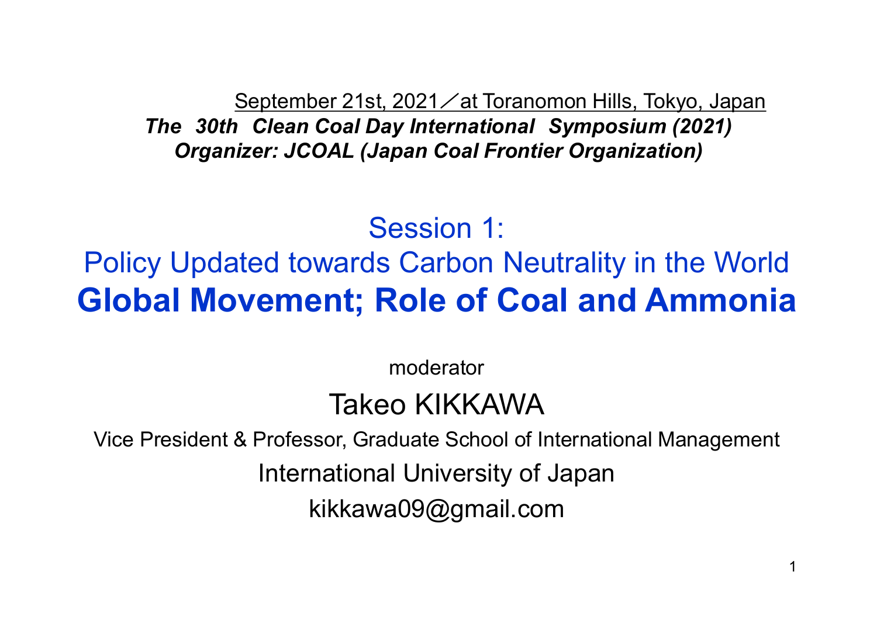September 21st, 2021／at Toranomon Hills, Tokyo, Japan

***The 30th Clean Coal Day International Symposium (2021)***

***Organizer: JCOAL (Japan Coal Frontier Organization)***

# Session 1:

## Policy Updated towards Carbon Neutrality in the World

## **Global Movement; Role of Coal and Ammonia**

moderator

Takeo KIKKAWA

Vice President & Professor, Graduate School of International Management

International University of Japan

kikkawa09@gmail.com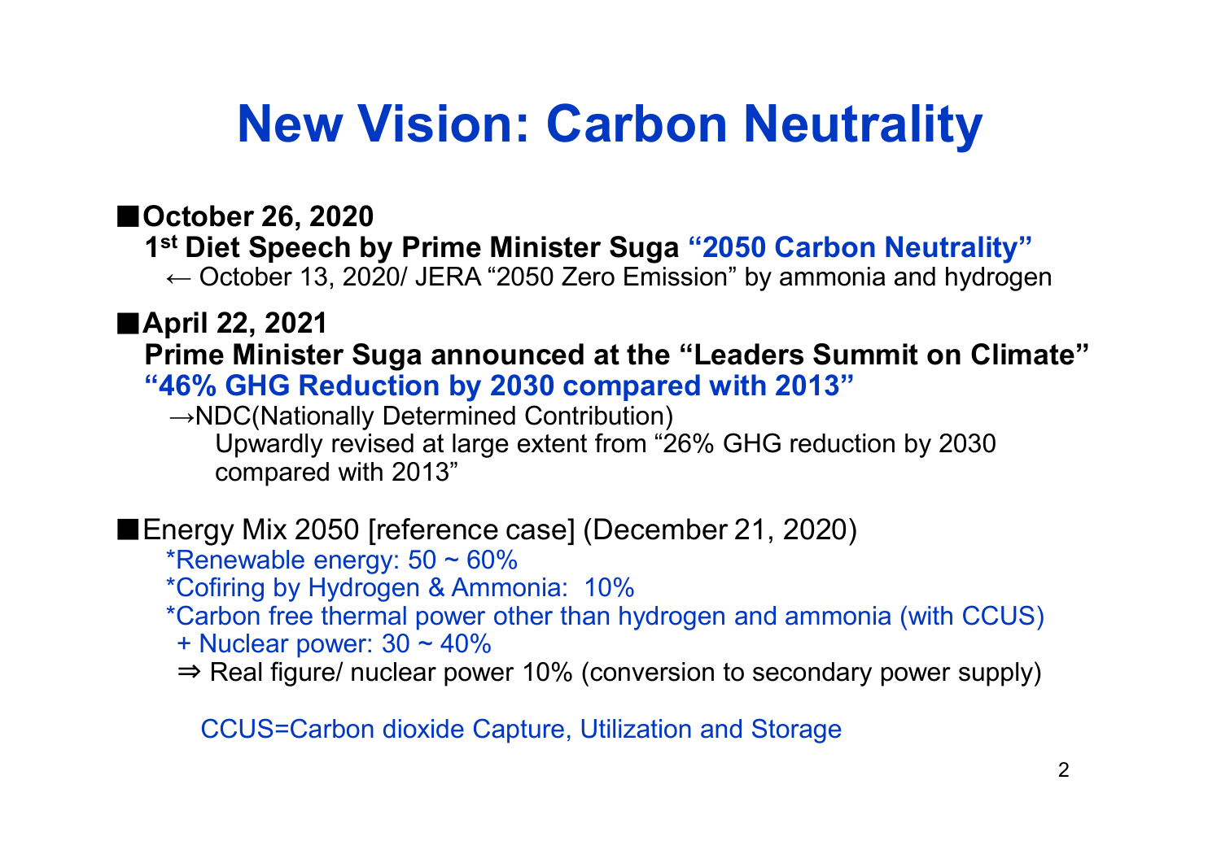# New Vision: Carbon Neutrality

■**October 26, 2020**

**1st Diet Speech by Prime Minister Suga “2050 Carbon Neutrality”**

← October 13, 2020/ JERA “2050 Zero Emission” by ammonia and hydrogen

■**April 22, 2021**

**Prime Minister Suga announced at the “Leaders Summit on Climate”**
**“46% GHG Reduction by 2030 compared with 2013”**

→NDC(Nationally Determined Contribution)
Upwardly revised at large extent from “26% GHG reduction by 2030 compared with 2013”

■Energy Mix 2050 [reference case] (December 21, 2020)

*Renewable energy: 50 ~ 60%
*Cofiring by Hydrogen & Ammonia: 10%
*Carbon free thermal power other than hydrogen and ammonia (with CCUS) + Nuclear power: 30 ~ 40%
⇒ Real figure/ nuclear power 10% (conversion to secondary power supply)

CCUS=Carbon dioxide Capture, Utilization and Storage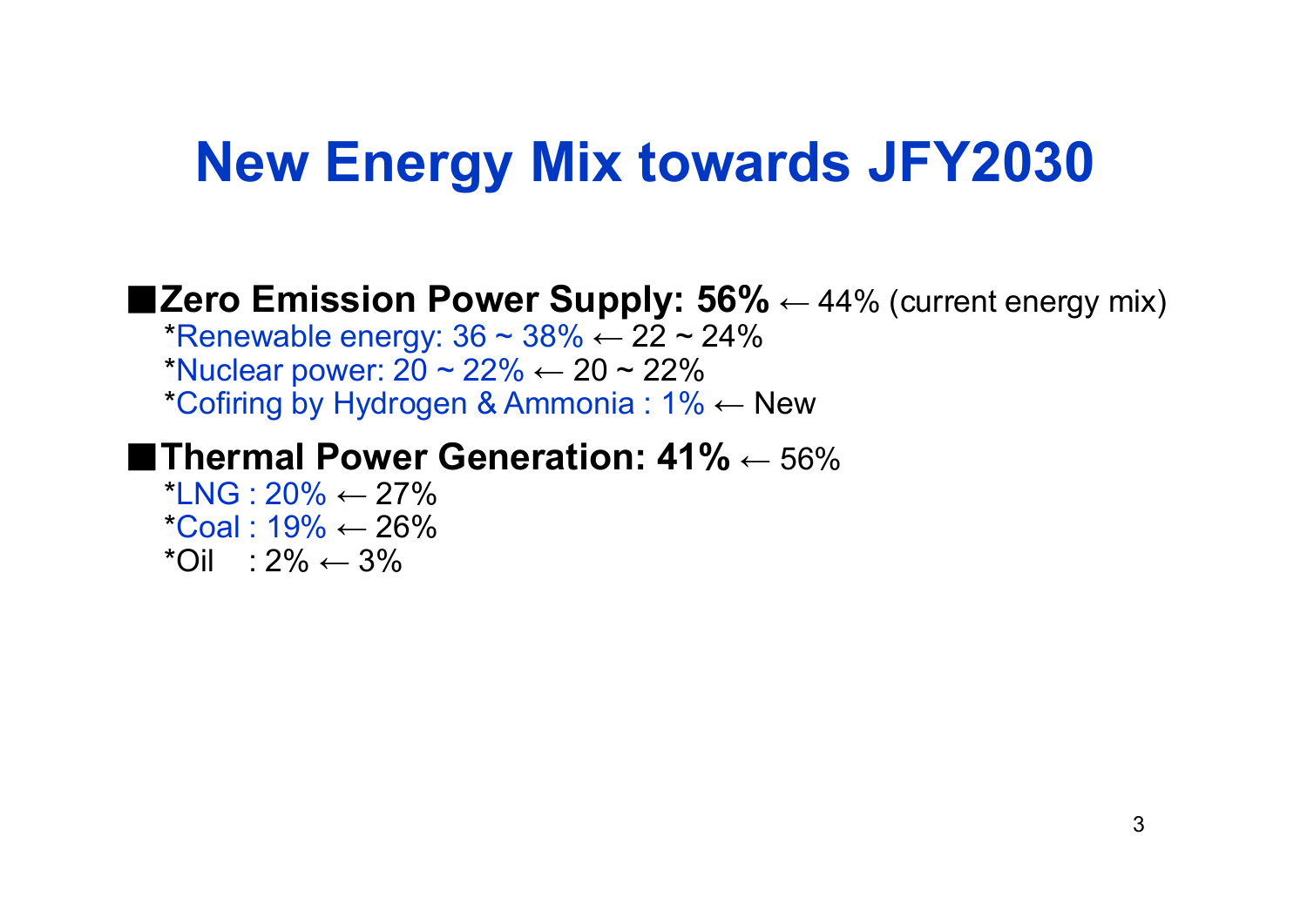# New Energy Mix towards JFY2030

■**Zero Emission Power Supply: 56%** ← 44% (current energy mix)

*Renewable energy: 36 ~ 38% ← 22 ~ 24%
*Nuclear power: 20 ~ 22% ← 20 ~ 22%
*Cofiring by Hydrogen & Ammonia : 1% ← New

■**Thermal Power Generation: 41%** ← 56%

*LNG : 20% ← 27%
*Coal : 19% ← 26%
*Oil : 2% ← 3%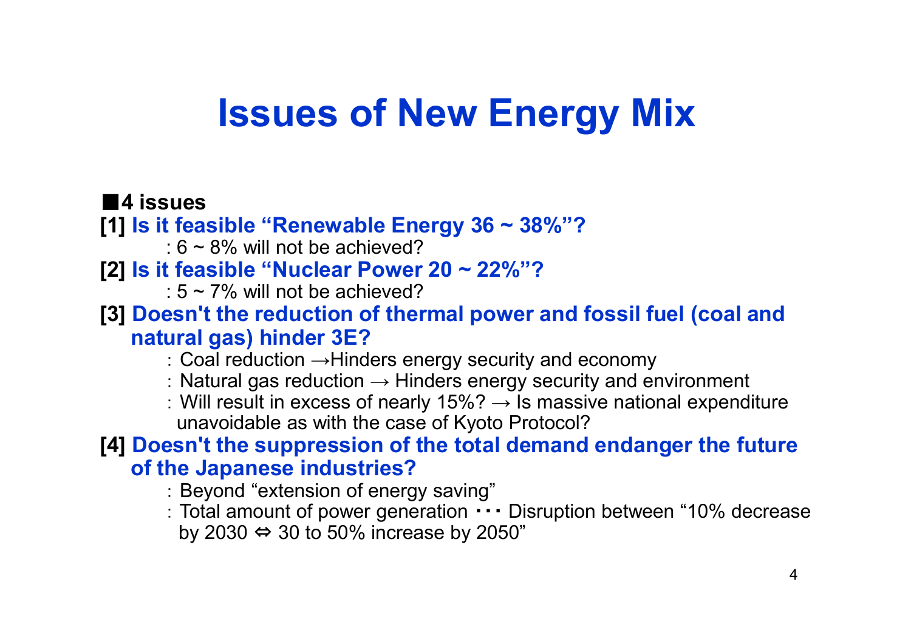# Issues of New Energy Mix

■**4 issues**

**[1] Is it feasible "Renewable Energy 36 ~ 38%"?**

: 6 ~ 8% will not be achieved?

**[2] Is it feasible "Nuclear Power 20 ~ 22%"?**

: 5 ~ 7% will not be achieved?

**[3] Doesn't the reduction of thermal power and fossil fuel (coal and natural gas) hinder 3E?**

: Coal reduction →Hinders energy security and economy

: Natural gas reduction → Hinders energy security and environment

: Will result in excess of nearly 15%? → Is massive national expenditure unavoidable as with the case of Kyoto Protocol?

**[4] Doesn't the suppression of the total demand endanger the future of the Japanese industries?**

: Beyond "extension of energy saving"

: Total amount of power generation ･･･ Disruption between "10% decrease by 2030 ⇔ 30 to 50% increase by 2050"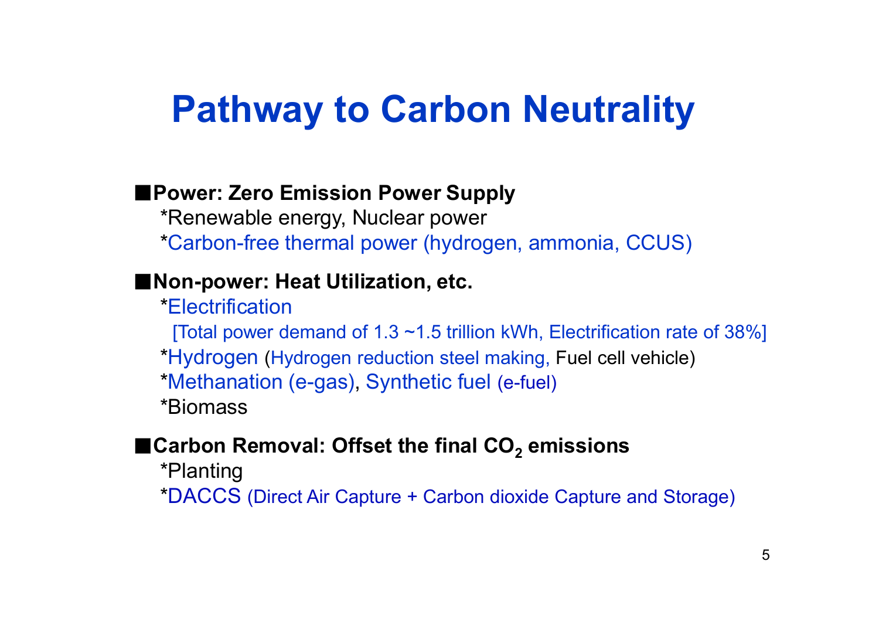# Pathway to Carbon Neutrality

■**Power: Zero Emission Power Supply**

*Renewable energy, Nuclear power

*Carbon-free thermal power (hydrogen, ammonia, CCUS)

■**Non-power: Heat Utilization, etc.**

*Electrification

[Total power demand of 1.3 ~1.5 trillion kWh, Electrification rate of 38%]

*Hydrogen (Hydrogen reduction steel making, Fuel cell vehicle)

*Methanation (e-gas), Synthetic fuel (e-fuel)

*Biomass

■**Carbon Removal: Offset the final $CO_2$ emissions**

*Planting

*DACCS (Direct Air Capture + Carbon dioxide Capture and Storage)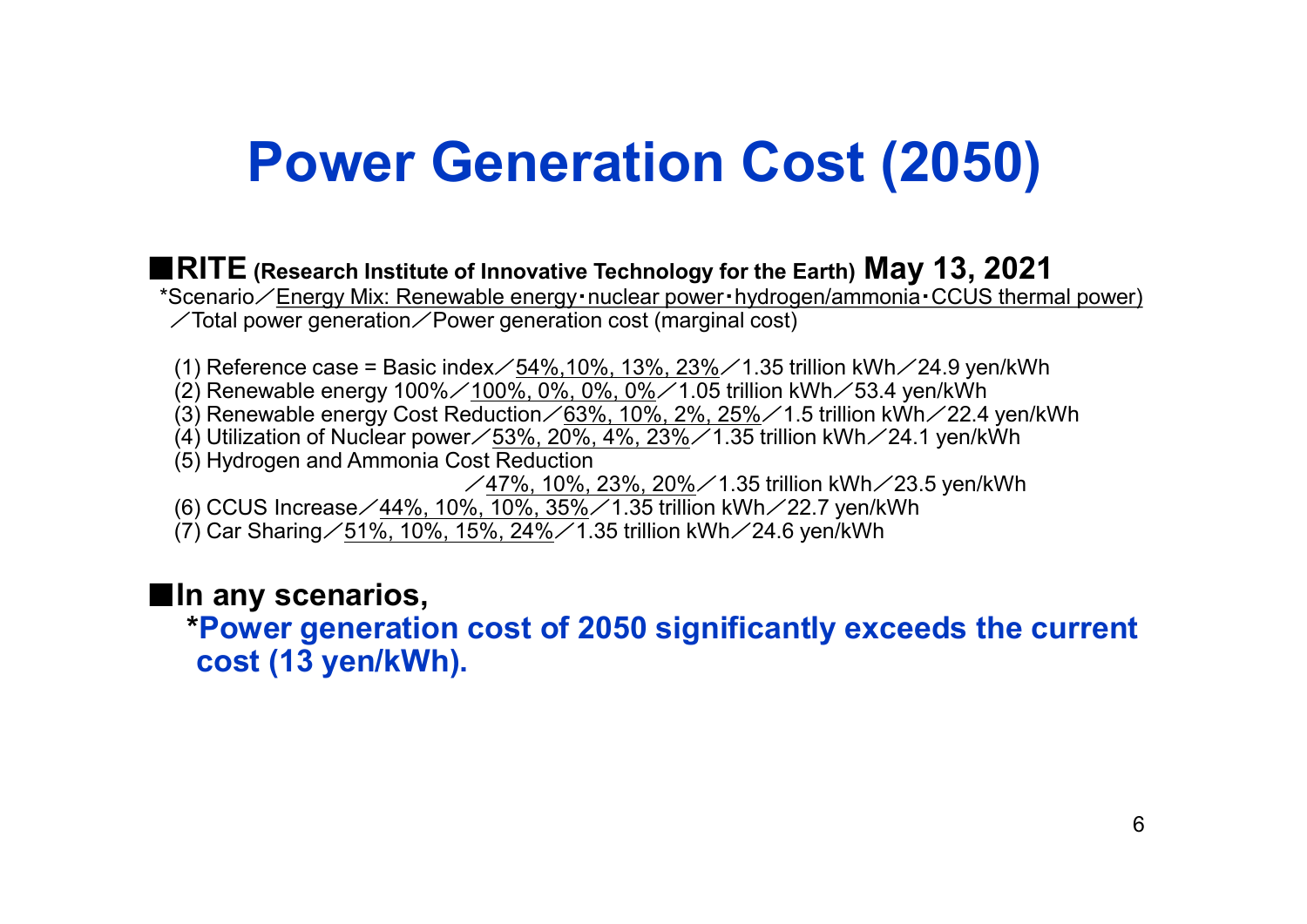# Power Generation Cost (2050)

■**RITE** **(Research Institute of Innovative Technology for the Earth)** **May 13, 2021**

*Scenario／Energy Mix: Renewable energy・nuclear power・hydrogen/ammonia・CCUS thermal power)／Total power generation／Power generation cost (marginal cost)

(1) Reference case = Basic index／54%,10%, 13%, 23%／1.35 trillion kWh／24.9 yen/kWh
(2) Renewable energy 100%／100%, 0%, 0%, 0%／1.05 trillion kWh／53.4 yen/kWh
(3) Renewable energy Cost Reduction／63%, 10%, 2%, 25%／1.5 trillion kWh／22.4 yen/kWh
(4) Utilization of Nuclear power／53%, 20%, 4%, 23%／1.35 trillion kWh／24.1 yen/kWh
(5) Hydrogen and Ammonia Cost Reduction
／47%, 10%, 23%, 20%／1.35 trillion kWh／23.5 yen/kWh
(6) CCUS Increase／44%, 10%, 10%, 35%／1.35 trillion kWh／22.7 yen/kWh
(7) Car Sharing／51%, 10%, 15%, 24%／1.35 trillion kWh／24.6 yen/kWh

■**In any scenarios,**

***Power generation cost of 2050 significantly exceeds the current cost (13 yen/kWh).**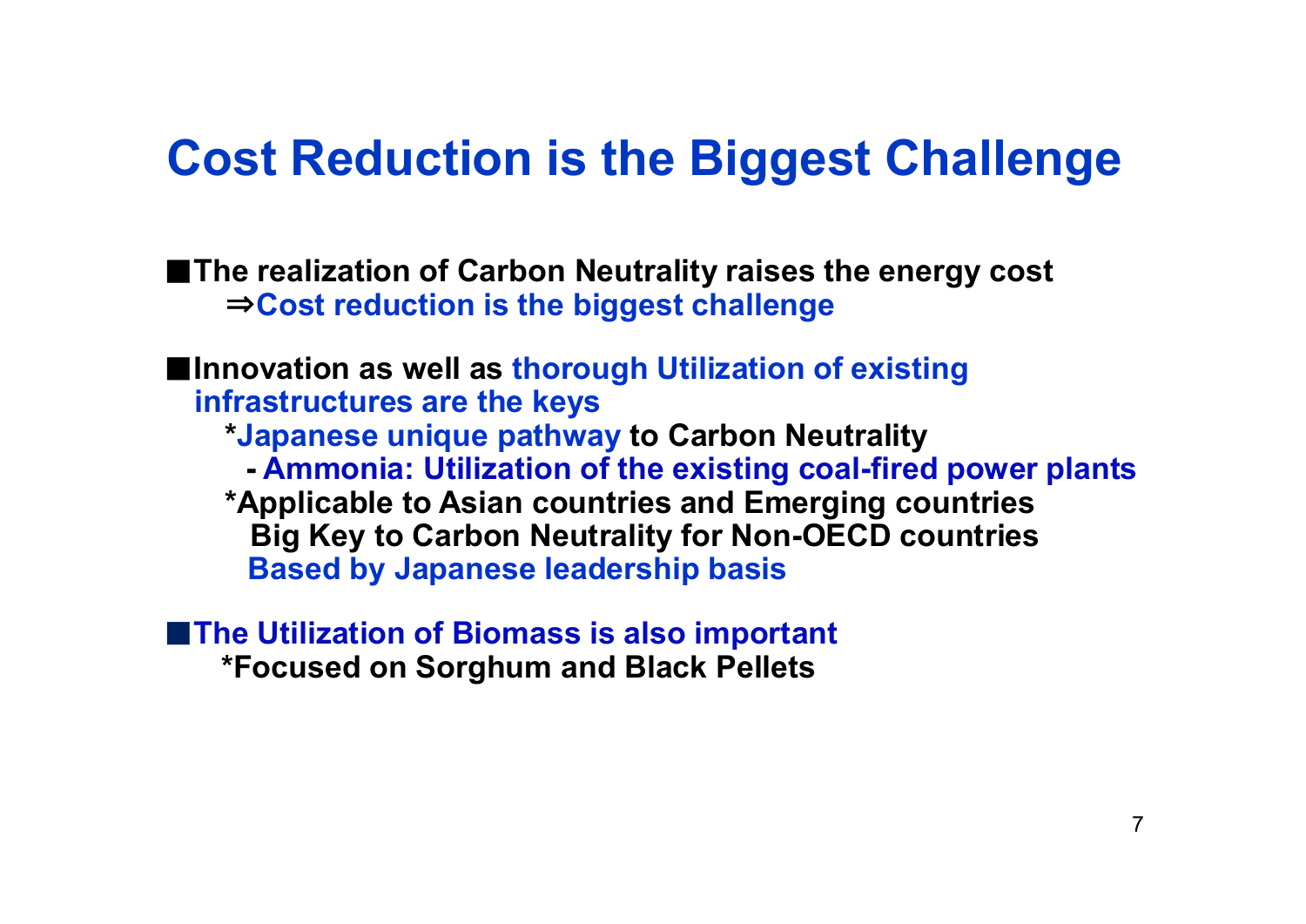# Cost Reduction is the Biggest Challenge

■The realization of Carbon Neutrality raises the energy cost
⇒Cost reduction is the biggest challenge

■Innovation as well as thorough Utilization of existing infrastructures are the keys

*Japanese unique pathway to Carbon Neutrality

- Ammonia: Utilization of the existing coal-fired power plants

*Applicable to Asian countries and Emerging countries
Big Key to Carbon Neutrality for Non-OECD countries
Based by Japanese leadership basis

■The Utilization of Biomass is also important

*Focused on Sorghum and Black Pellets